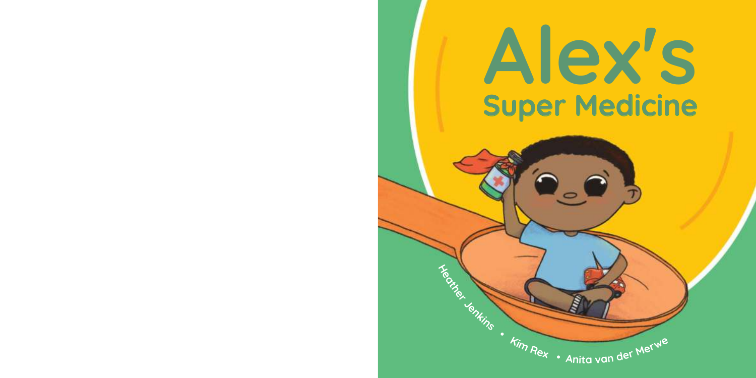# Alex's

## Super Medicine

Heather Jenkins • Kim Rex • Anita van der Merwe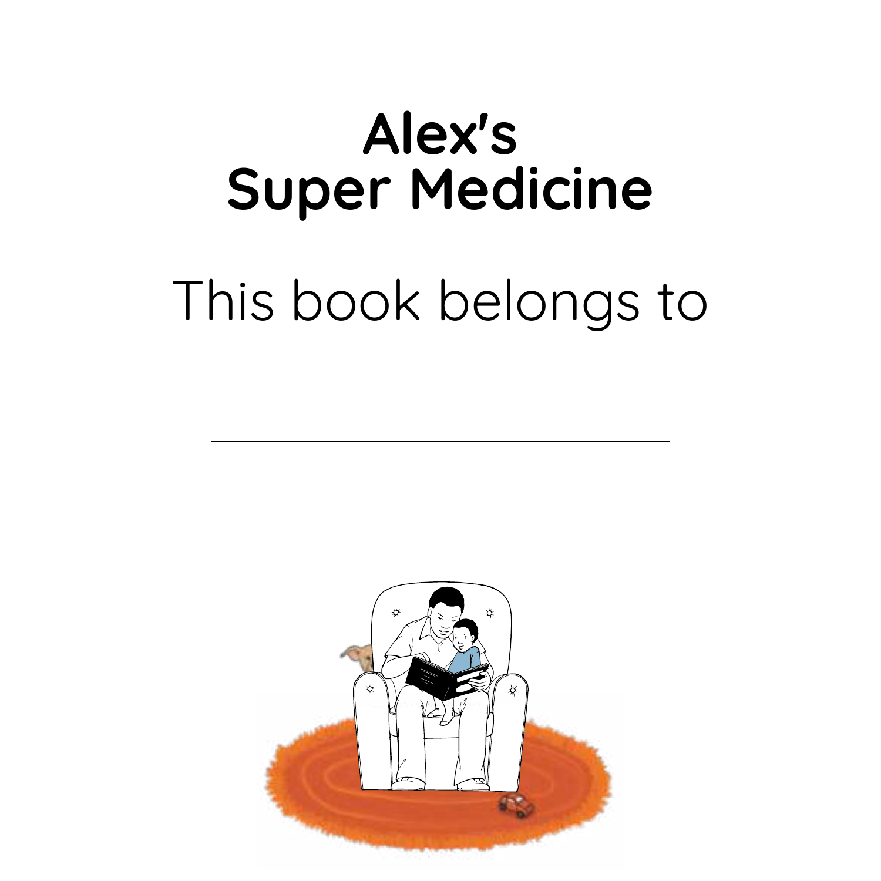# Alex's Super Medicine

This book belongs to

\_\_\_\_\_\_\_\_\_\_\_\_\_\_\_\_\_\_\_\_\_\_\_\_\_\_\_\_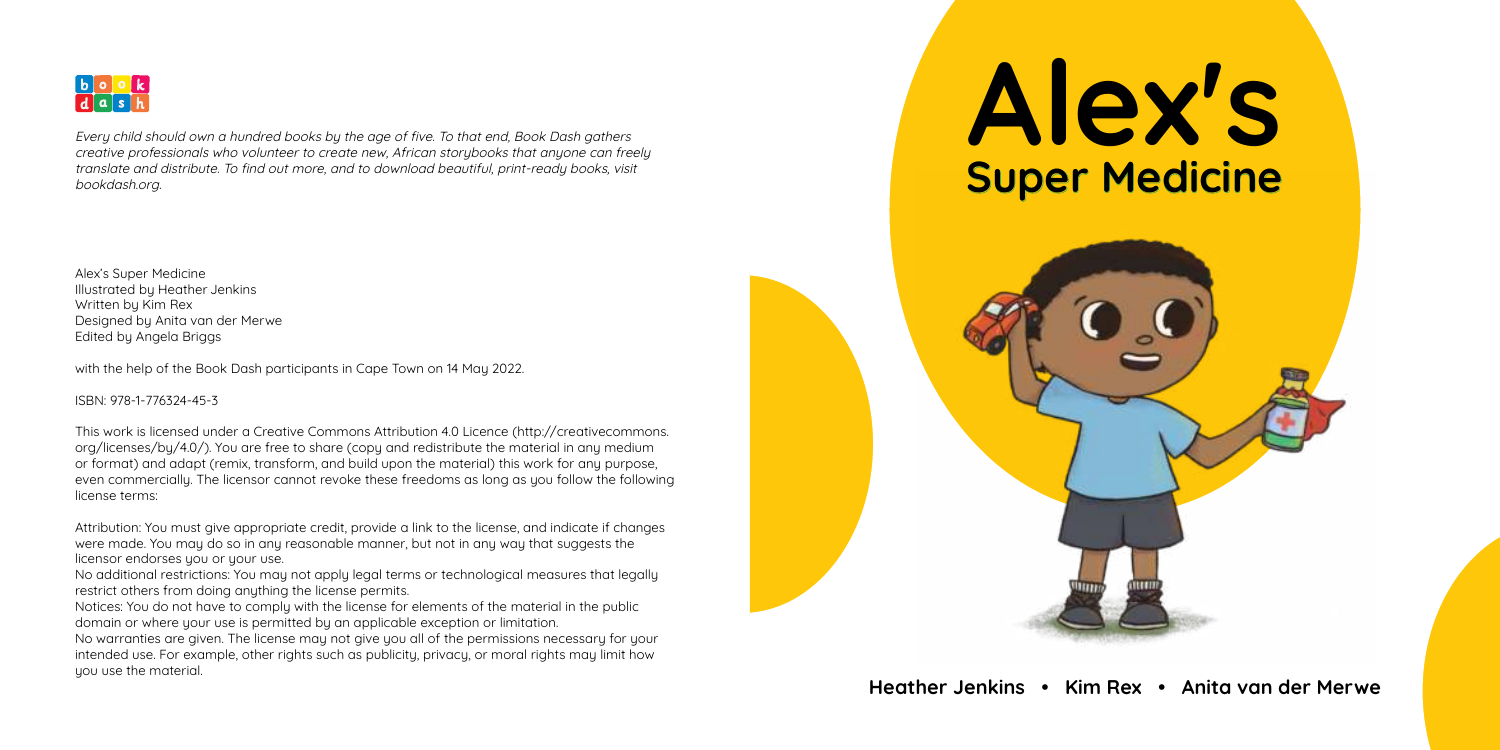book dash

*Every child should own a hundred books by the age of five. To that end, Book Dash gathers creative professionals who volunteer to create new, African storybooks that anyone can freely translate and distribute. To find out more, and to download beautiful, print-ready books, visit bookdash.org.*

Alex's Super Medicine
Illustrated by Heather Jenkins
Written by Kim Rex
Designed by Anita van der Merwe
Edited by Angela Briggs

with the help of the Book Dash participants in Cape Town on 14 May 2022.

ISBN: 978-1-776324-45-3

This work is licensed under a Creative Commons Attribution 4.0 Licence (http://creativecommons.org/licenses/by/4.0/). You are free to share (copy and redistribute the material in any medium or format) and adapt (remix, transform, and build upon the material) this work for any purpose, even commercially. The licensor cannot revoke these freedoms as long as you follow the following license terms:

Attribution: You must give appropriate credit, provide a link to the license, and indicate if changes were made. You may do so in any reasonable manner, but not in any way that suggests the licensor endorses you or your use.
No additional restrictions: You may not apply legal terms or technological measures that legally restrict others from doing anything the license permits.
Notices: You do not have to comply with the license for elements of the material in the public domain or where your use is permitted by an applicable exception or limitation.
No warranties are given. The license may not give you all of the permissions necessary for your intended use. For example, other rights such as publicity, privacy, or moral rights may limit how you use the material.

# Alex's
## Super Medicine

**Heather Jenkins • Kim Rex • Anita van der Merwe**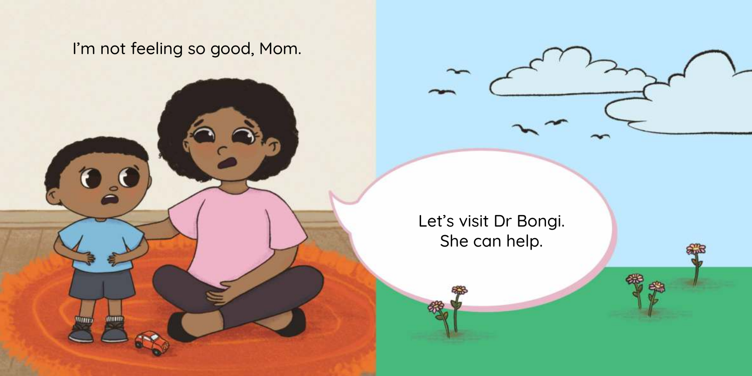I’m not feeling so good, Mom.

Let’s visit Dr Bongi.
She can help.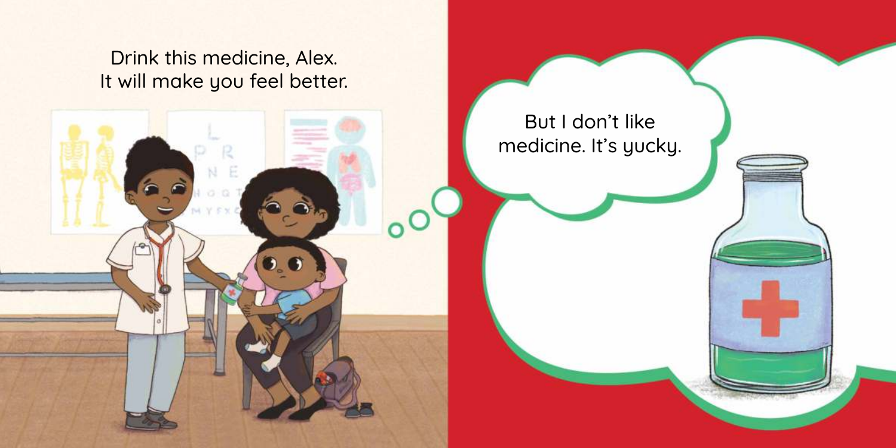Drink this medicine, Alex.
It will make you feel better.

But I don't like
medicine. It's yucky.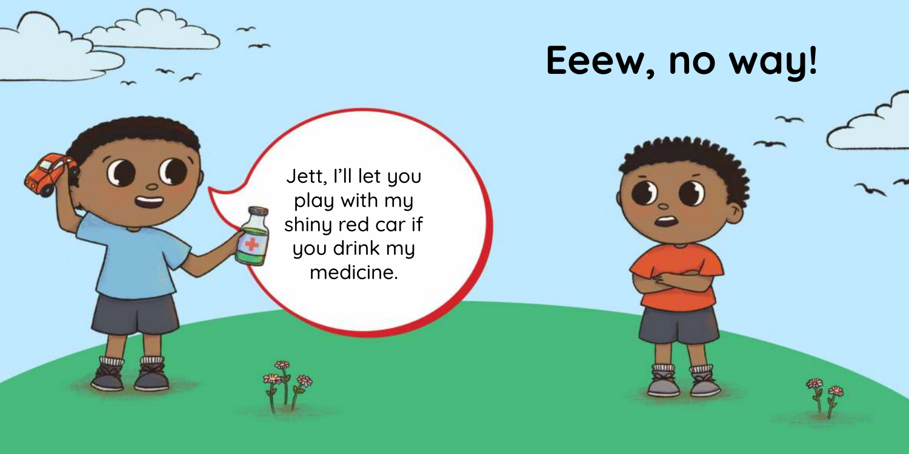Jett, I'll let you play with my shiny red car if you drink my medicine.

**Eeew, no way!**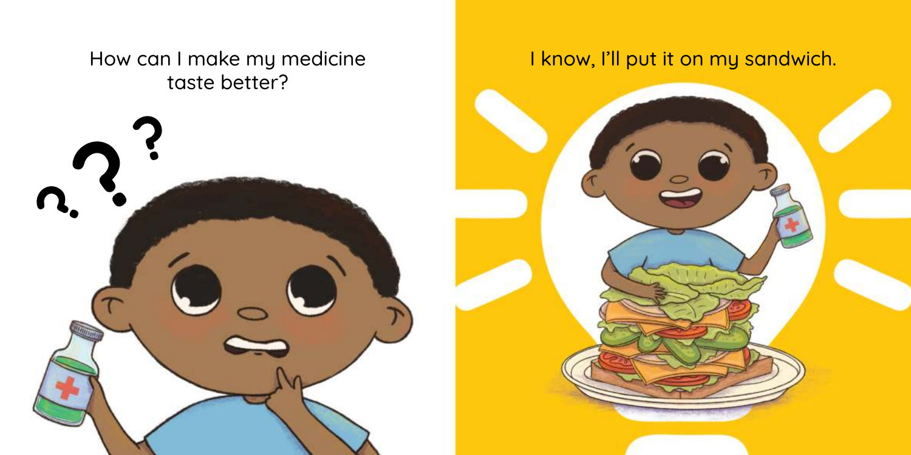How can I make my medicine taste better?

I know, I'll put it on my sandwich.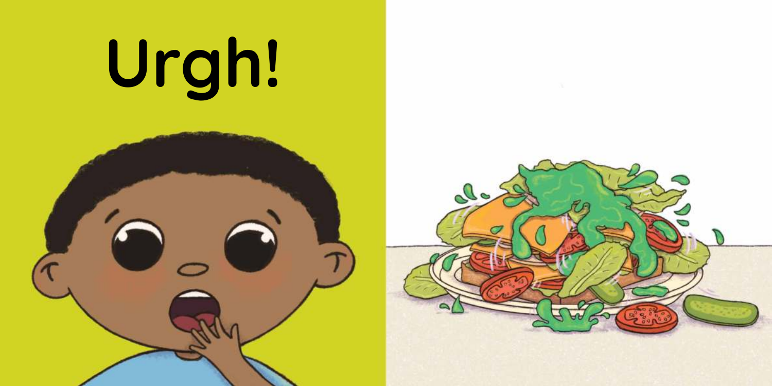# Urgh!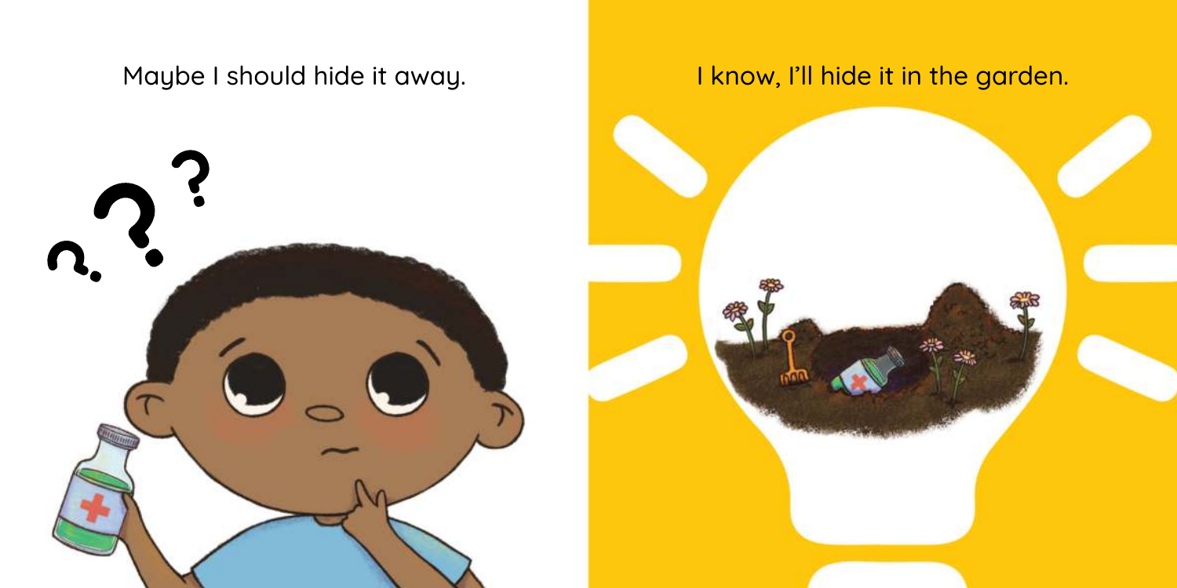Maybe I should hide it away.

I know, I'll hide it in the garden.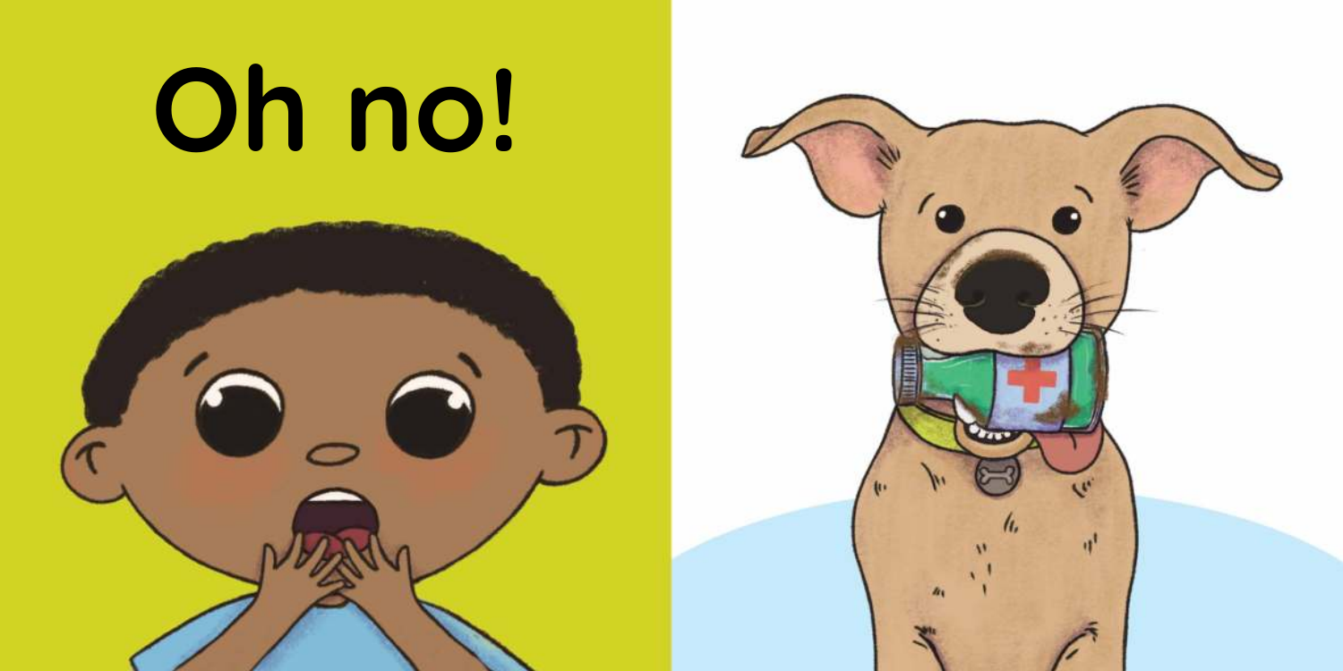# Oh no!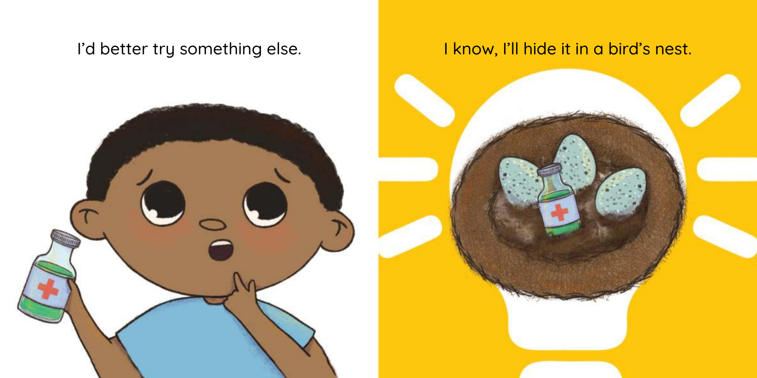I'd better try something else.

I know, I'll hide it in a bird's nest.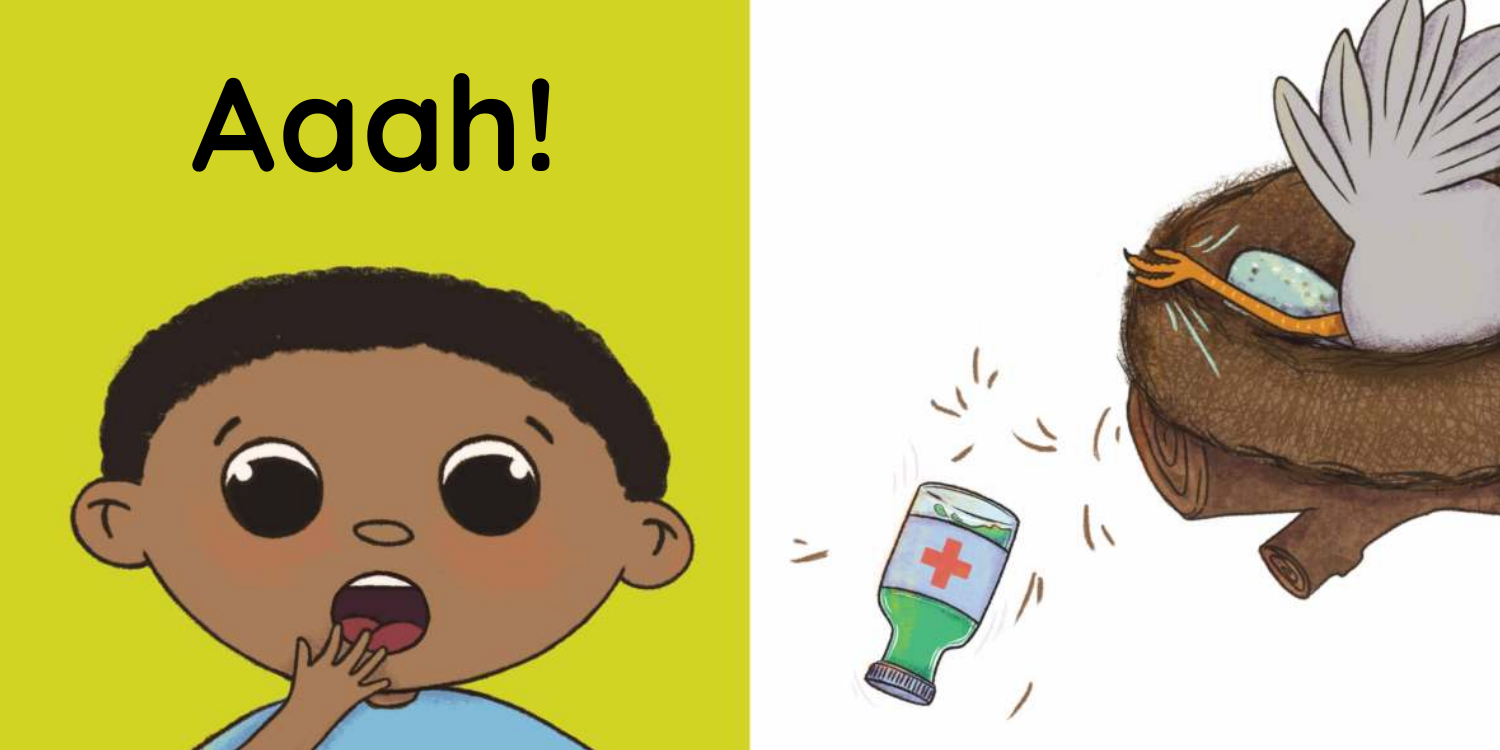# Aaah!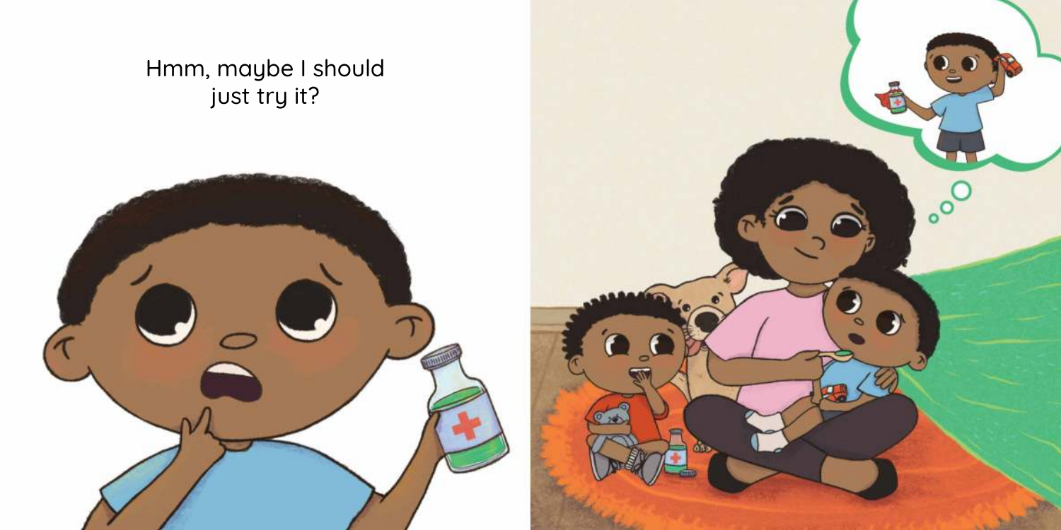Hmm, maybe I should just try it?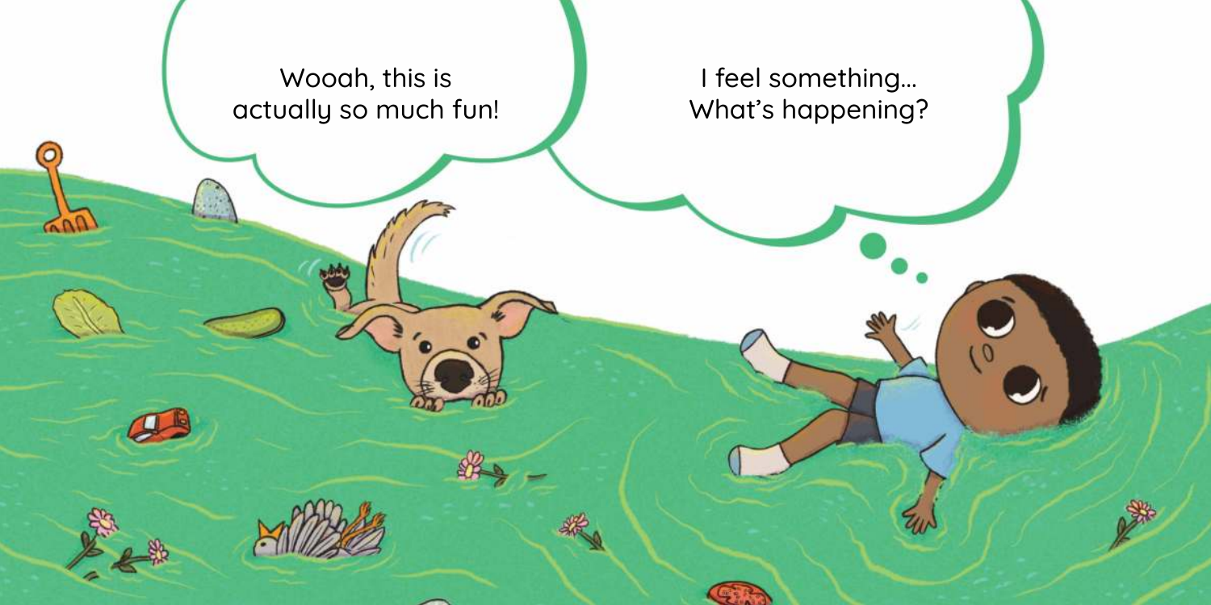Wooah, this is actually so much fun!

I feel something... What's happening?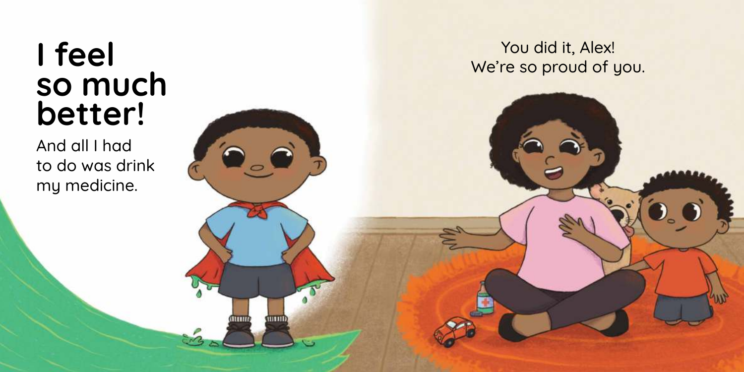# I feel so much better!

And all I had to do was drink my medicine.

You did it, Alex!
We're so proud of you.